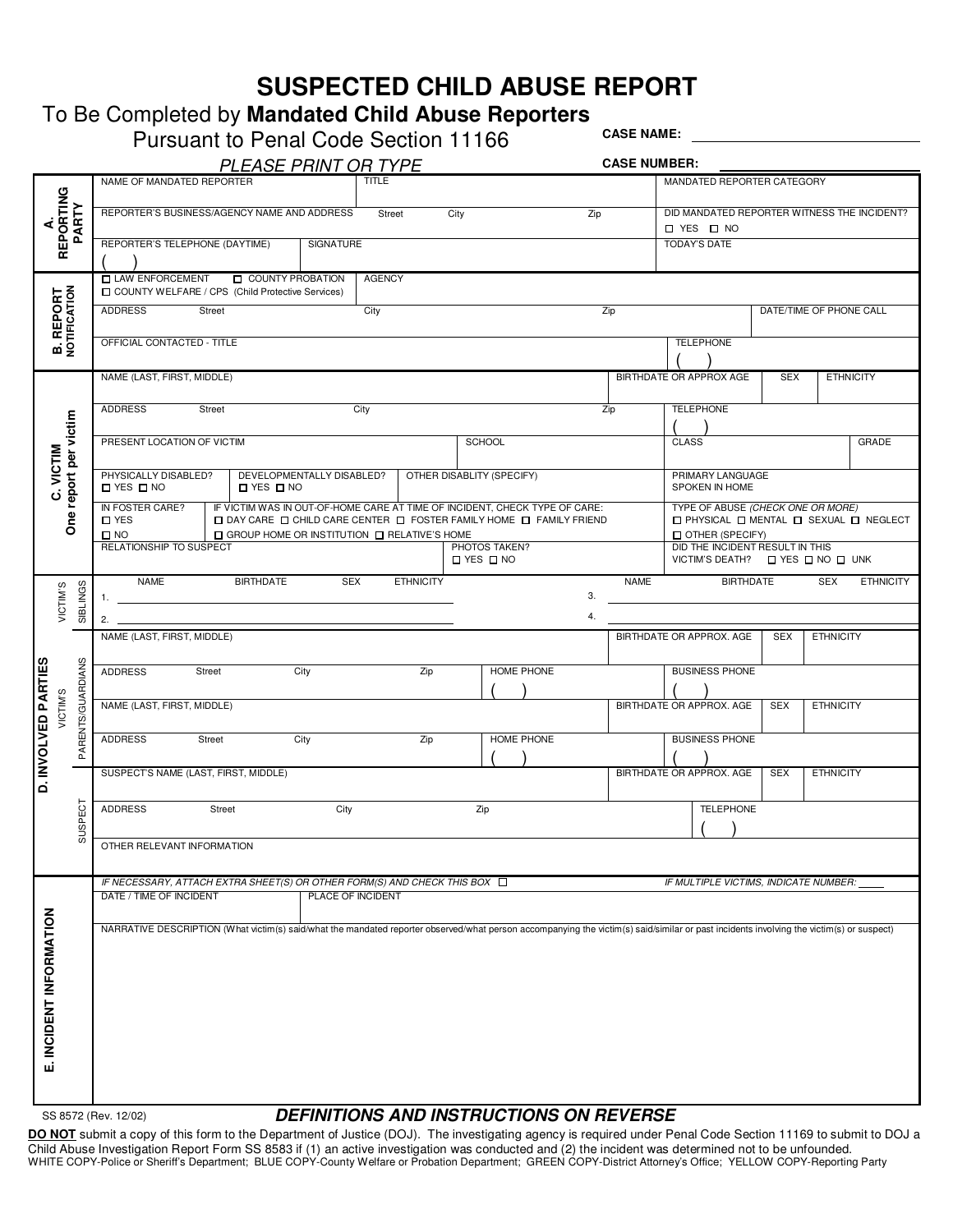# SUSPECTED CHILD ABUSE REPORT

To Be Completed by **Mandated Child Abuse Reporters**

Pursuant to Penal Code Section 11166

*PLEASE PRINT OR TYPE*

**CASE NAME:** ______________________

**CASE NUMBER:** ______________________

## A. REPORTING PARTY

| NAME OF MANDATED REPORTER | TITLE | MANDATED REPORTER CATEGORY |
|---|---|---|
| | | |

| REPORTER'S BUSINESS/AGENCY NAME AND ADDRESS Street City Zip | DID MANDATED REPORTER WITNESS THE INCIDENT? ☐ YES ☐ NO |
|---|---|
| | |

| REPORTER'S TELEPHONE (DAYTIME) | SIGNATURE | TODAY'S DATE |
|---|---|---|
| ( ) | | |

## B. REPORT NOTIFICATION

| ☐ LAW ENFORCEMENT ☐ COUNTY PROBATION ☐ COUNTY WELFARE / CPS (Child Protective Services) | AGENCY |
|---|---|
| | |

| ADDRESS Street City Zip | DATE/TIME OF PHONE CALL |
|---|---|
| | |

| OFFICIAL CONTACTED - TITLE | TELEPHONE |
|---|---|
| | ( ) |

## C. VICTIM
One report per victim

| NAME (LAST, FIRST, MIDDLE) | BIRTHDATE OR APPROX AGE | SEX | ETHNICITY |
|---|---|---|---|
| | | | |

| ADDRESS Street City Zip | TELEPHONE |
|---|---|
| | ( ) |

| PRESENT LOCATION OF VICTIM | SCHOOL | CLASS | GRADE |
|---|---|---|---|
| | | | |

| PHYSICALLY DISABLED? ☐ YES ☐ NO | DEVELOPMENTALLY DISABLED? ☐ YES ☐ NO | OTHER DISABLITY (SPECIFY) | PRIMARY LANGUAGE SPOKEN IN HOME |
|---|---|---|---|
| | | | |

| IN FOSTER CARE? ☐ YES ☐ NO | IF VICTIM WAS IN OUT-OF-HOME CARE AT TIME OF INCIDENT, CHECK TYPE OF CARE: ☐ DAY CARE ☐ CHILD CARE CENTER ☐ FOSTER FAMILY HOME ☐ FAMILY FRIEND ☐ GROUP HOME OR INSTITUTION ☐ RELATIVE'S HOME | TYPE OF ABUSE (*CHECK ONE OR MORE*) ☐ PHYSICAL ☐ MENTAL ☐ SEXUAL ☐ NEGLECT ☐ OTHER (SPECIFY) |
|---|---|---|
| | | |

| RELATIONSHIP TO SUSPECT | PHOTOS TAKEN? ☐ YES ☐ NO | DID THE INCIDENT RESULT IN THIS VICTIM'S DEATH? ☐ YES ☐ NO ☐ UNK |
|---|---|---|
| | | |

## D. INVOLVED PARTIES

### VICTIM'S SIBLINGS

| | NAME | BIRTHDATE | SEX | ETHNICITY | | NAME | BIRTHDATE | SEX | ETHNICITY |
|---|---|---|---|---|---|---|---|---|---|
| 1. | | | | | 3. | | | | |
| 2. | | | | | 4. | | | | |

### VICTIM'S PARENTS/GUARDIANS

| NAME (LAST, FIRST, MIDDLE) | BIRTHDATE OR APPROX. AGE | SEX | ETHNICITY |
|---|---|---|---|
| | | | |

| ADDRESS Street City Zip | HOME PHONE | BUSINESS PHONE |
|---|---|---|
| | ( ) | ( ) |

| NAME (LAST, FIRST, MIDDLE) | BIRTHDATE OR APPROX. AGE | SEX | ETHNICITY |
|---|---|---|---|
| | | | |

| ADDRESS Street City Zip | HOME PHONE | BUSINESS PHONE |
|---|---|---|
| | ( ) | ( ) |

### SUSPECT

| SUSPECT'S NAME (LAST, FIRST, MIDDLE) | BIRTHDATE OR APPROX. AGE | SEX | ETHNICITY |
|---|---|---|---|
| | | | |

| ADDRESS Street City Zip | TELEPHONE |
|---|---|
| | ( ) |

OTHER RELEVANT INFORMATION

## E. INCIDENT INFORMATION

*IF NECESSARY, ATTACH EXTRA SHEET(S) OR OTHER FORM(S) AND CHECK THIS BOX* ☐ *IF MULTIPLE VICTIMS, INDICATE NUMBER:* ____

| DATE / TIME OF INCIDENT | PLACE OF INCIDENT |
|---|---|
| | |

NARRATIVE DESCRIPTION (What victim(s) said/what the mandated reporter observed/what person accompanying the victim(s) said/similar or past incidents involving the victim(s) or suspect)

SS 8572 (Rev. 12/02)

***DEFINITIONS AND INSTRUCTIONS ON REVERSE***

**DO NOT** submit a copy of this form to the Department of Justice (DOJ). The investigating agency is required under Penal Code Section 11169 to submit to DOJ a Child Abuse Investigation Report Form SS 8583 if (1) an active investigation was conducted and (2) the incident was determined not to be unfounded.

WHITE COPY-Police or Sheriff's Department; BLUE COPY-County Welfare or Probation Department; GREEN COPY-District Attorney's Office; YELLOW COPY-Reporting Party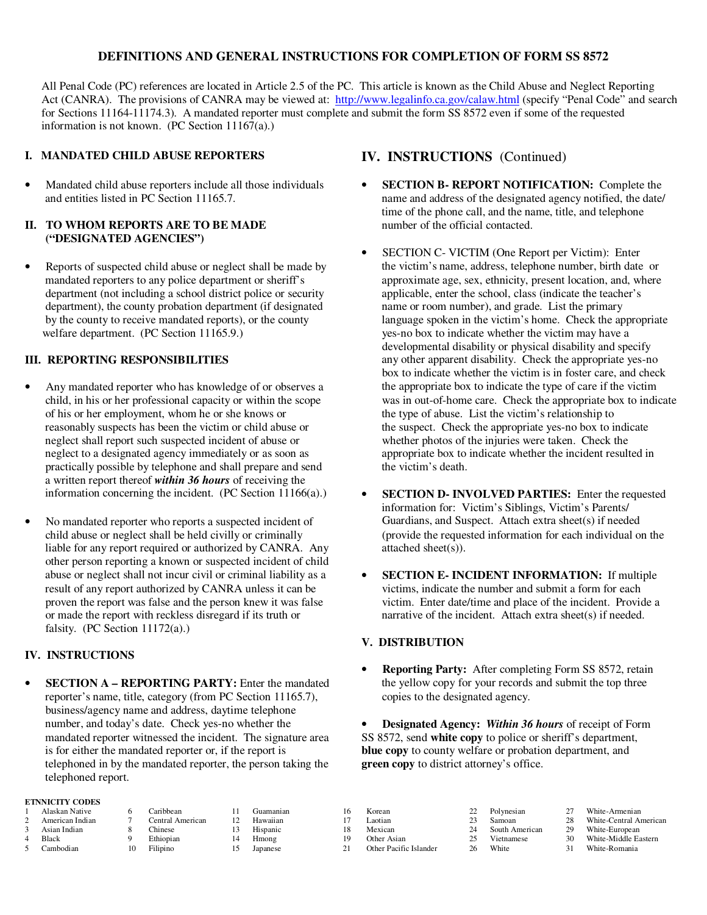# DEFINITIONS AND GENERAL INSTRUCTIONS FOR COMPLETION OF FORM SS 8572

All Penal Code (PC) references are located in Article 2.5 of the PC. This article is known as the Child Abuse and Neglect Reporting Act (CANRA). The provisions of CANRA may be viewed at: http://www.legalinfo.ca.gov/calaw.html (specify "Penal Code" and search for Sections 11164-11174.3). A mandated reporter must complete and submit the form SS 8572 even if some of the requested information is not known. (PC Section 11167(a).)

## I. MANDATED CHILD ABUSE REPORTERS

- Mandated child abuse reporters include all those individuals and entities listed in PC Section 11165.7.

## II. TO WHOM REPORTS ARE TO BE MADE ("DESIGNATED AGENCIES")

- Reports of suspected child abuse or neglect shall be made by mandated reporters to any police department or sheriff's department (not including a school district police or security department), the county probation department (if designated by the county to receive mandated reports), or the county welfare department. (PC Section 11165.9.)

## III. REPORTING RESPONSIBILITIES

- Any mandated reporter who has knowledge of or observes a child, in his or her professional capacity or within the scope of his or her employment, whom he or she knows or reasonably suspects has been the victim or child abuse or neglect shall report such suspected incident of abuse or neglect to a designated agency immediately or as soon as practically possible by telephone and shall prepare and send a written report thereof ***within 36 hours*** of receiving the information concerning the incident. (PC Section 11166(a).)

- No mandated reporter who reports a suspected incident of child abuse or neglect shall be held civilly or criminally liable for any report required or authorized by CANRA. Any other person reporting a known or suspected incident of child abuse or neglect shall not incur civil or criminal liability as a result of any report authorized by CANRA unless it can be proven the report was false and the person knew it was false or made the report with reckless disregard if its truth or falsity. (PC Section 11172(a).)

## IV. INSTRUCTIONS

- **SECTION A – REPORTING PARTY:** Enter the mandated reporter's name, title, category (from PC Section 11165.7), business/agency name and address, daytime telephone number, and today's date. Check yes-no whether the mandated reporter witnessed the incident. The signature area is for either the mandated reporter or, if the report is telephoned in by the mandated reporter, the person taking the telephoned report.

## IV. INSTRUCTIONS (Continued)

- **SECTION B- REPORT NOTIFICATION:** Complete the name and address of the designated agency notified, the date/ time of the phone call, and the name, title, and telephone number of the official contacted.

- SECTION C- VICTIM (One Report per Victim): Enter the victim's name, address, telephone number, birth date or approximate age, sex, ethnicity, present location, and, where applicable, enter the school, class (indicate the teacher's name or room number), and grade. List the primary language spoken in the victim's home. Check the appropriate yes-no box to indicate whether the victim may have a developmental disability or physical disability and specify any other apparent disability. Check the appropriate yes-no box to indicate whether the victim is in foster care, and check the appropriate box to indicate the type of care if the victim was in out-of-home care. Check the appropriate box to indicate the type of abuse. List the victim's relationship to the suspect. Check the appropriate yes-no box to indicate whether photos of the injuries were taken. Check the appropriate box to indicate whether the incident resulted in the victim's death.

- **SECTION D- INVOLVED PARTIES:** Enter the requested information for: Victim's Siblings, Victim's Parents/ Guardians, and Suspect. Attach extra sheet(s) if needed (provide the requested information for each individual on the attached sheet(s)).

- **SECTION E- INCIDENT INFORMATION:** If multiple victims, indicate the number and submit a form for each victim. Enter date/time and place of the incident. Provide a narrative of the incident. Attach extra sheet(s) if needed.

## V. DISTRIBUTION

- **Reporting Party:** After completing Form SS 8572, retain the yellow copy for your records and submit the top three copies to the designated agency.

- **Designated Agency:** ***Within 36 hours*** of receipt of Form SS 8572, send **white copy** to police or sheriff's department, **blue copy** to county welfare or probation department, and **green copy** to district attorney's office.

**ETNNICITY CODES**

| | | | | | | | | | | | |
|---|---|---|---|---|---|---|---|---|---|---|---|
| 1 | Alaskan Native | 6 | Caribbean | 11 | Guamanian | 16 | Korean | 22 | Polynesian | 27 | White-Armenian |
| 2 | American Indian | 7 | Central American | 12 | Hawaiian | 17 | Laotian | 23 | Samoan | 28 | White-Central American |
| 3 | Asian Indian | 8 | Chinese | 13 | Hispanic | 18 | Mexican | 24 | South American | 29 | White-European |
| 4 | Black | 9 | Ethiopian | 14 | Hmong | 19 | Other Asian | 25 | Vietnamese | 30 | White-Middle Eastern |
| 5 | Cambodian | 10 | Filipino | 15 | Japanese | 21 | Other Pacific Islander | 26 | White | 31 | White-Romania |